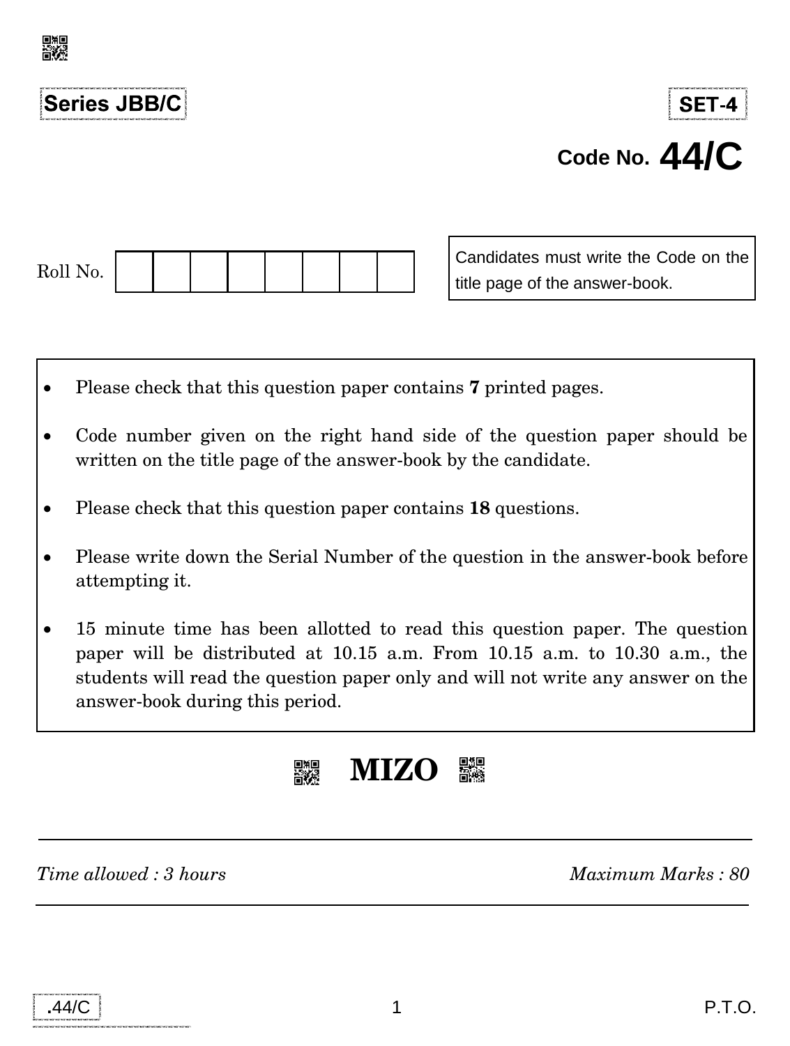**Series JBB/C**

**SET-4**

**Code No. 44/C**

Roll No. | | | | | | | | |

Candidates must write the Code on the title page of the answer-book.

- Please check that this question paper contains **7** printed pages.
- Code number given on the right hand side of the question paper should be written on the title page of the answer-book by the candidate.
- Please check that this question paper contains **18** questions.
- Please write down the Serial Number of the question in the answer-book before attempting it.
- 15 minute time has been allotted to read this question paper. The question paper will be distributed at 10.15 a.m. From 10.15 a.m. to 10.30 a.m., the students will read the question paper only and will not write any answer on the answer-book during this period.

# MIZO

*Time allowed : 3 hours* | *Maximum Marks : 80*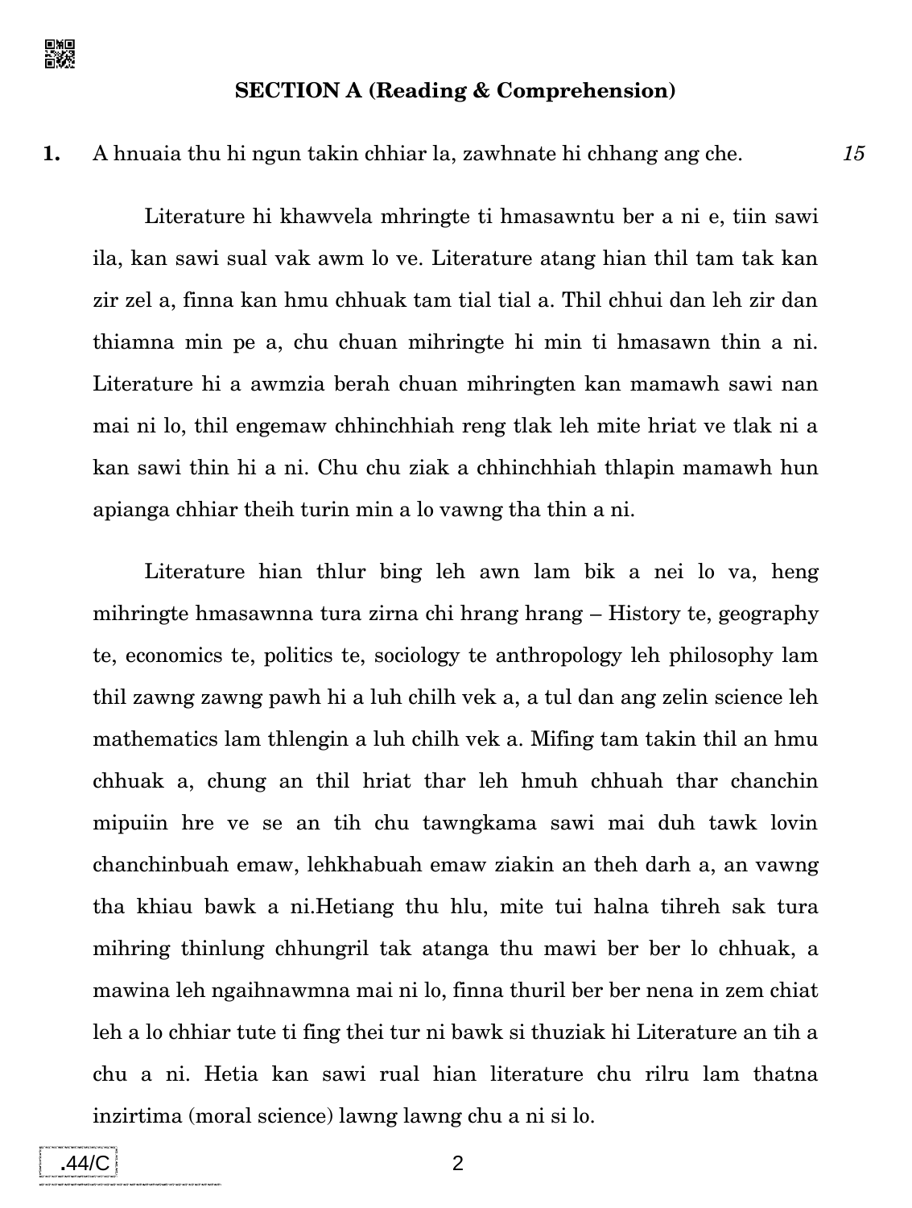## SECTION A (Reading & Comprehension)

**1.** A hnuaia thu hi ngun takin chhiar la, zawhnate hi chhang ang che. *15*

Literature hi khawvela mhringte ti hmasawntu ber a ni e, tiin sawi ila, kan sawi sual vak awm lo ve. Literature atang hian thil tam tak kan zir zel a, finna kan hmu chhuak tam tial tial a. Thil chhui dan leh zir dan thiamna min pe a, chu chuan mihringte hi min ti hmasawn thin a ni. Literature hi a awmzia berah chuan mihringten kan mamawh sawi nan mai ni lo, thil engemaw chhinchhiah reng tlak leh mite hriat ve tlak ni a kan sawi thin hi a ni. Chu chu ziak a chhinchhiah thlapin mamawh hun apianga chhiar theih turin min a lo vawng tha thin a ni.

Literature hian thlur bing leh awn lam bik a nei lo va, heng mihringte hmasawnna tura zirna chi hrang hrang – History te, geography te, economics te, politics te, sociology te anthropology leh philosophy lam thil zawng zawng pawh hi a luh chilh vek a, a tul dan ang zelin science leh mathematics lam thlengin a luh chilh vek a. Mifing tam takin thil an hmu chhuak a, chung an thil hriat thar leh hmuh chhuah thar chanchin mipuiin hre ve se an tih chu tawngkama sawi mai duh tawk lovin chanchinbuah emaw, lehkhabuah emaw ziakin an theh darh a, an vawng tha khiau bawk a ni.Hetiang thu hlu, mite tui halna tihreh sak tura mihring thinlung chhungril tak atanga thu mawi ber ber lo chhuak, a mawina leh ngaihnawmna mai ni lo, finna thuril ber ber nena in zem chiat leh a lo chhiar tute ti fing thei tur ni bawk si thuziak hi Literature an tih a chu a ni. Hetia kan sawi rual hian literature chu rilru lam thatna inzirtima (moral science) lawng lawng chu a ni si lo.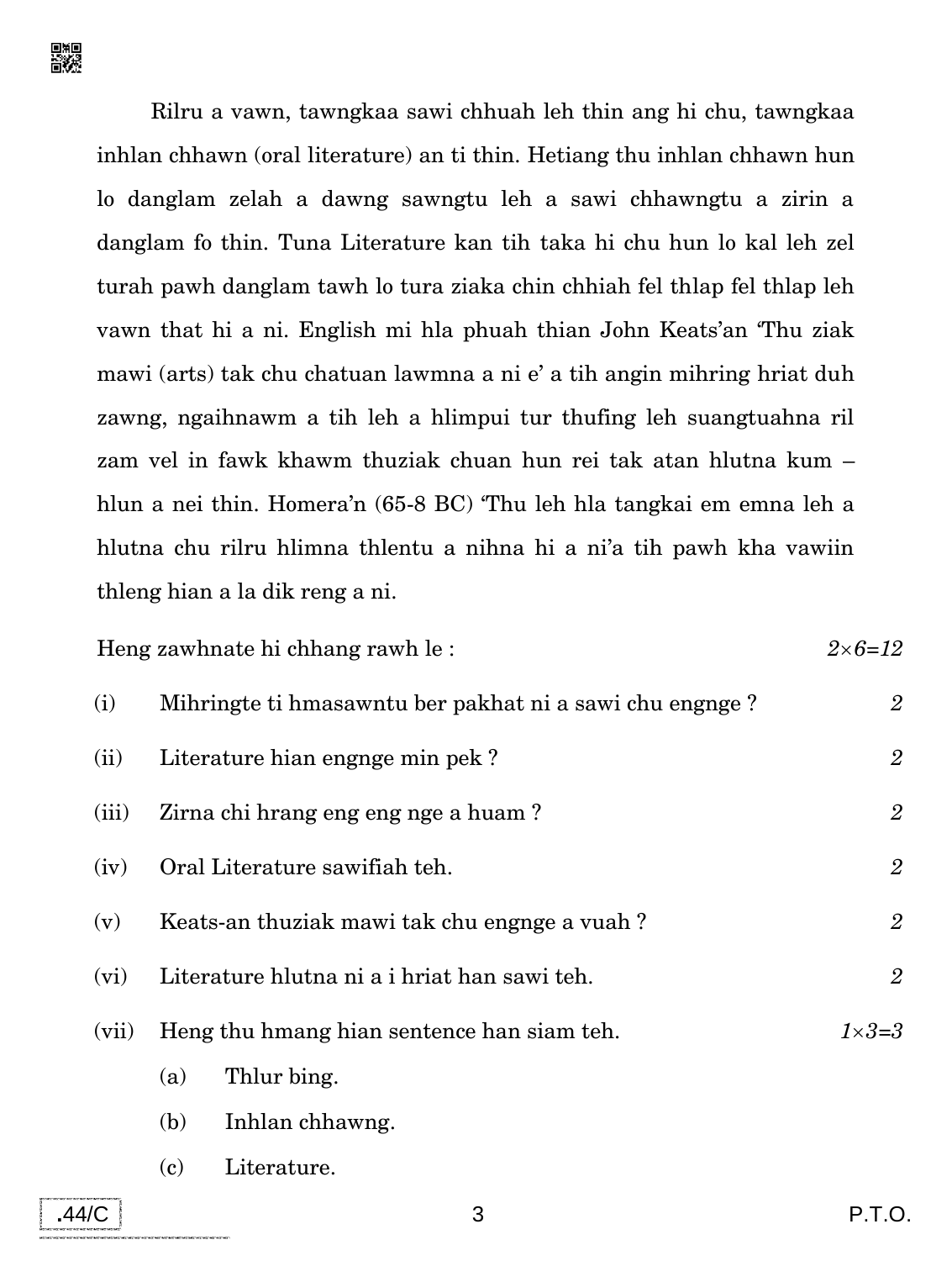Rilru a vawn, tawngkaa sawi chhuah leh thin ang hi chu, tawngkaa inhlan chhawn (oral literature) an ti thin. Hetiang thu inhlan chhawn hun lo danglam zelah a dawng sawngtu leh a sawi chhawngtu a zirin a danglam fo thin. Tuna Literature kan tih taka hi chu hun lo kal leh zel turah pawh danglam tawh lo tura ziaka chin chhiah fel thlap fel thlap leh vawn that hi a ni. English mi hla phuah thian John Keats'an 'Thu ziak mawi (arts) tak chu chatuan lawmna a ni e' a tih angin mihring hriat duh zawng, ngaihnawm a tih leh a hlimpui tur thufing leh suangtuahna ril zam vel in fawk khawm thuziak chuan hun rei tak atan hlutna kum – hlun a nei thin. Homera'n (65-8 BC) 'Thu leh hla tangkai em emna leh a hlutna chu rilru hlimna thlentu a nihna hi a ni'a tih pawh kha vawiin thleng hian a la dik reng a ni.

Heng zawhnate hi chhang rawh le : *2×6=12*

(i) Mihringte ti hmasawntu ber pakhat ni a sawi chu engnge ? *2*

(ii) Literature hian engnge min pek ? *2*

(iii) Zirna chi hrang eng eng nge a huam ? *2*

(iv) Oral Literature sawifiah teh. *2*

(v) Keats-an thuziak mawi tak chu engnge a vuah ? *2*

(vi) Literature hlutna ni a i hriat han sawi teh. *2*

(vii) Heng thu hmang hian sentence han siam teh. *1×3=3*

(a) Thlur bing.

(b) Inhlan chhawng.

(c) Literature.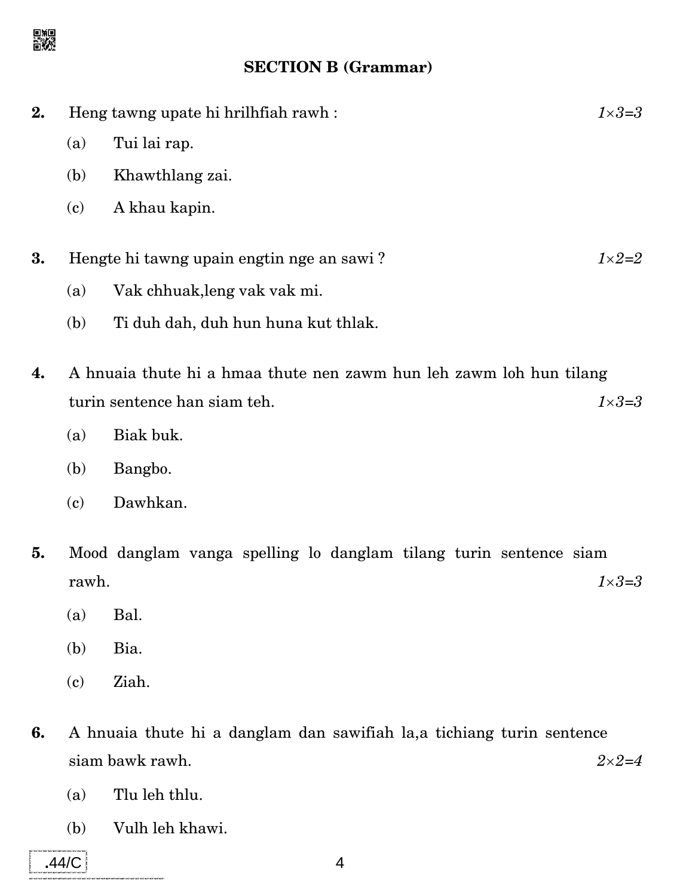## SECTION B (Grammar)

2. Heng tawng upate hi hrilhfiah rawh : *1×3=3*

   (a) Tui lai rap.

   (b) Khawthlang zai.

   (c) A khau kapin.

3. Hengte hi tawng upain engtin nge an sawi ? *1×2=2*

   (a) Vak chhuak,leng vak vak mi.

   (b) Ti duh dah, duh hun huna kut thlak.

4. A hnuaia thute hi a hmaa thute nen zawm hun leh zawm loh hun tilang turin sentence han siam teh. *1×3=3*

   (a) Biak buk.

   (b) Bangbo.

   (c) Dawhkan.

5. Mood danglam vanga spelling lo danglam tilang turin sentence siam rawh. *1×3=3*

   (a) Bal.

   (b) Bia.

   (c) Ziah.

6. A hnuaia thute hi a danglam dan sawifiah la,a tichiang turin sentence siam bawk rawh. *2×2=4*

   (a) Tlu leh thlu.

   (b) Vulh leh khawi.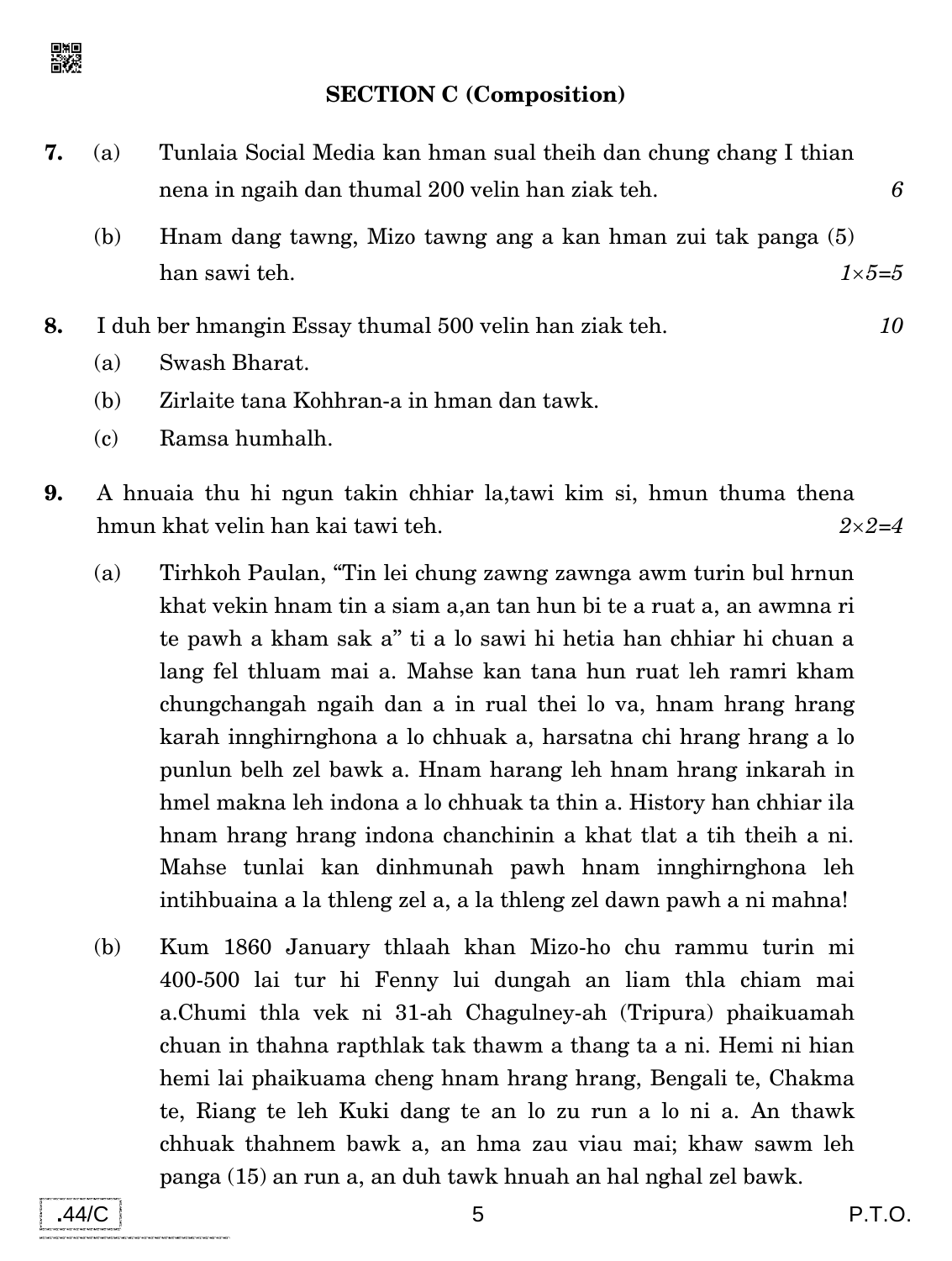## SECTION C (Composition)

**7.** (a) Tunlaia Social Media kan hman sual theih dan chung chang I thian nena in ngaih dan thumal 200 velin han ziak teh. *6*

(b) Hnam dang tawng, Mizo tawng ang a kan hman zui tak panga (5) han sawi teh. *1×5=5*

**8.** I duh ber hmangin Essay thumal 500 velin han ziak teh. *10*

(a) Swash Bharat.

(b) Zirlaite tana Kohhran-a in hman dan tawk.

(c) Ramsa humhalh.

**9.** A hnuaia thu hi ngun takin chhiar la,tawi kim si, hmun thuma thena hmun khat velin han kai tawi teh. *2×2=4*

(a) Tirhkoh Paulan, "Tin lei chung zawng zawnga awm turin bul hrnun khat vekin hnam tin a siam a,an tan hun bi te a ruat a, an awmna ri te pawh a kham sak a" ti a lo sawi hi hetia han chhiar hi chuan a lang fel thluam mai a. Mahse kan tana hun ruat leh ramri kham chungchangah ngaih dan a in rual thei lo va, hnam hrang hrang karah innghirnghona a lo chhuak a, harsatna chi hrang hrang a lo punlun belh zel bawk a. Hnam harang leh hnam hrang inkarah in hmel makna leh indona a lo chhuak ta thin a. History han chhiar ila hnam hrang hrang indona chanchinin a khat tlat a tih theih a ni. Mahse tunlai kan dinhmunah pawh hnam innghirnghona leh intihbuaina a la thleng zel a, a la thleng zel dawn pawh a ni mahna!

(b) Kum 1860 January thlaah khan Mizo-ho chu rammu turin mi 400-500 lai tur hi Fenny lui dungah an liam thla chiam mai a.Chumi thla vek ni 31-ah Chagulney-ah (Tripura) phaikuamah chuan in thahna rapthlak tak thawm a thang ta a ni. Hemi ni hian hemi lai phaikuama cheng hnam hrang hrang, Bengali te, Chakma te, Riang te leh Kuki dang te an lo zu run a lo ni a. An thawk chhuak thahnem bawk a, an hma zau viau mai; khaw sawm leh panga (15) an run a, an duh tawk hnuah an hal nghal zel bawk.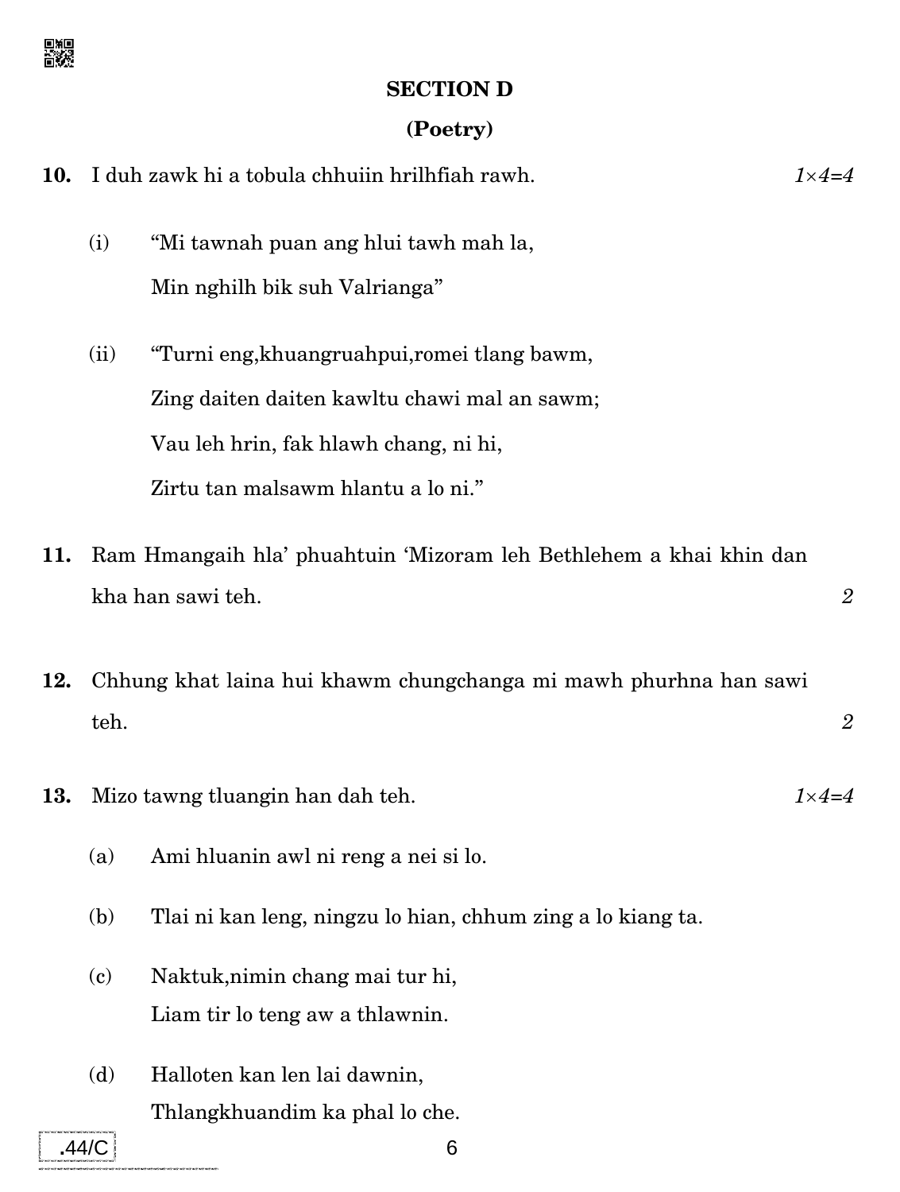## SECTION D

### (Poetry)

**10.** I duh zawk hi a tobula chhuiin hrilhfiah rawh. *1×4=4*

(i) "Mi tawnah puan ang hlui tawh mah la,
Min nghilh bik suh Valrianga"

(ii) "Turni eng,khuangruahpui,romei tlang bawm,
Zing daiten daiten kawltu chawi mal an sawm;
Vau leh hrin, fak hlawh chang, ni hi,
Zirtu tan malsawm hlantu a lo ni."

**11.** Ram Hmangaih hla' phuahtuin 'Mizoram leh Bethlehem a khai khin dan kha han sawi teh. *2*

**12.** Chhung khat laina hui khawm chungchanga mi mawh phurhna han sawi teh. *2*

**13.** Mizo tawng tluangin han dah teh. *1×4=4*

(a) Ami hluanin awl ni reng a nei si lo.

(b) Tlai ni kan leng, ningzu lo hian, chhum zing a lo kiang ta.

(c) Naktuk,nimin chang mai tur hi,
Liam tir lo teng aw a thlawnin.

(d) Halloten kan len lai dawnin,
Thlangkhuandim ka phal lo che.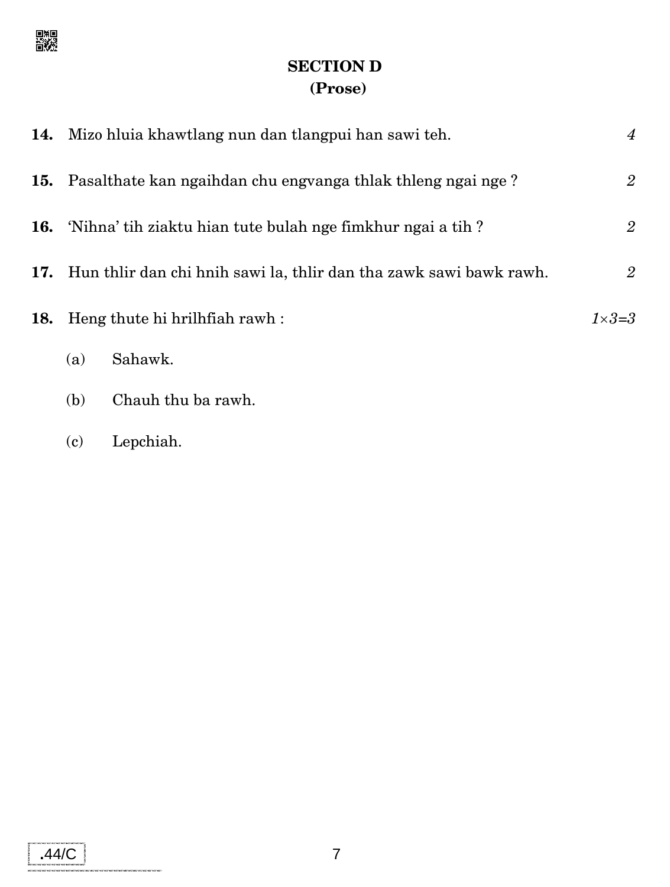## SECTION D
### (Prose)

**14.** Mizo hluia khawtlang nun dan tlangpui han sawi teh. *4*

**15.** Pasalthate kan ngaihdan chu engvanga thlak thleng ngai nge ? *2*

**16.** 'Nihna' tih ziaktu hian tute bulah nge fimkhur ngai a tih ? *2*

**17.** Hun thlir dan chi hnih sawi la, thlir dan tha zawk sawi bawk rawh. *2*

**18.** Heng thute hi hrilhfiah rawh : *1×3=3*

(a) Sahawk.

(b) Chauh thu ba rawh.

(c) Lepchiah.